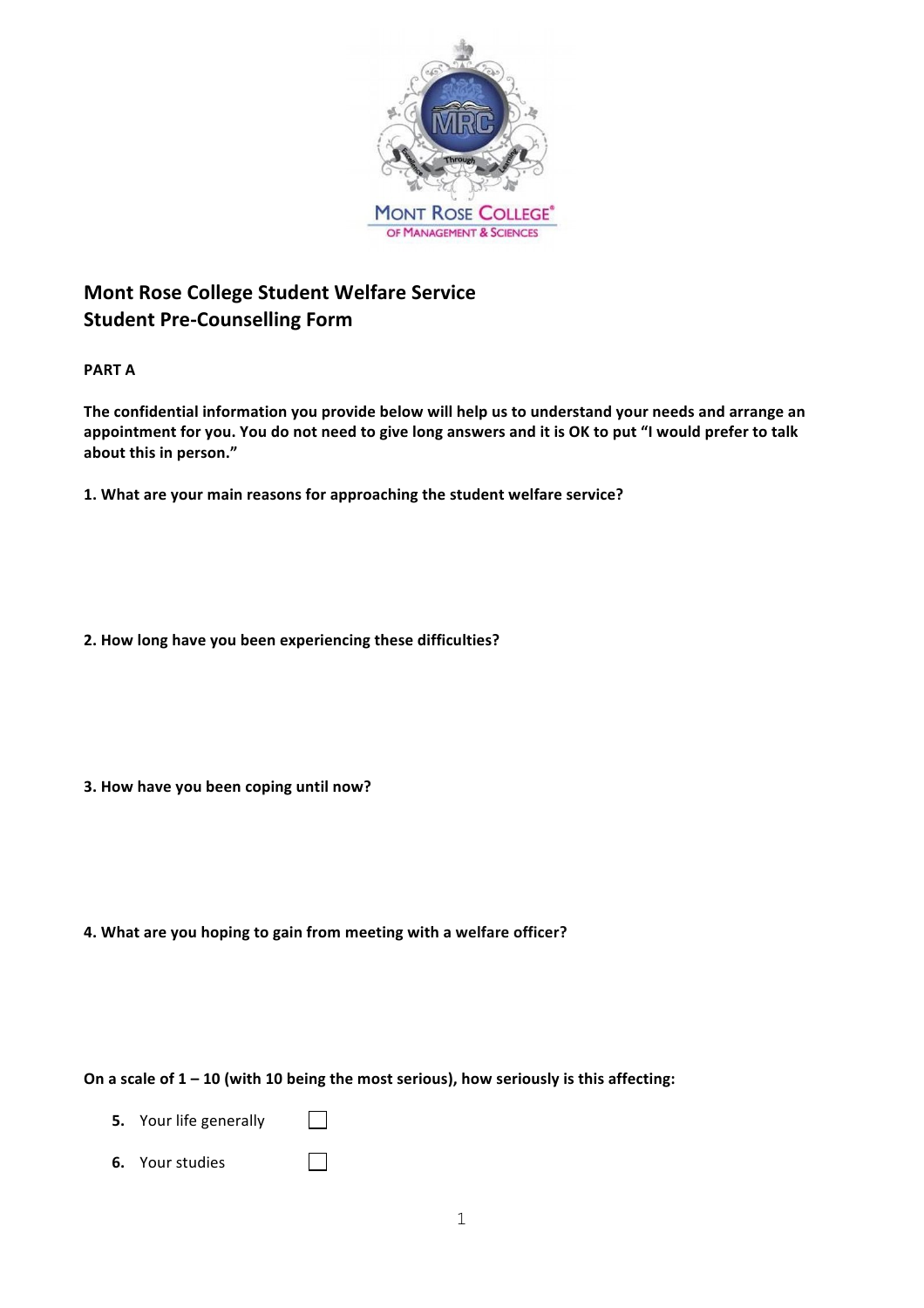# Mont Rose College Student Welfare Service
## Student Pre-Counselling Form

**PART A**

**The confidential information you provide below will help us to understand your needs and arrange an appointment for you. You do not need to give long answers and it is OK to put "I would prefer to talk about this in person."**

**1. What are your main reasons for approaching the student welfare service?**

**2. How long have you been experiencing these difficulties?**

**3. How have you been coping until now?**

**4. What are you hoping to gain from meeting with a welfare officer?**

**On a scale of 1 – 10 (with 10 being the most serious), how seriously is this affecting:**

**5.** Your life generally ☐

**6.** Your studies ☐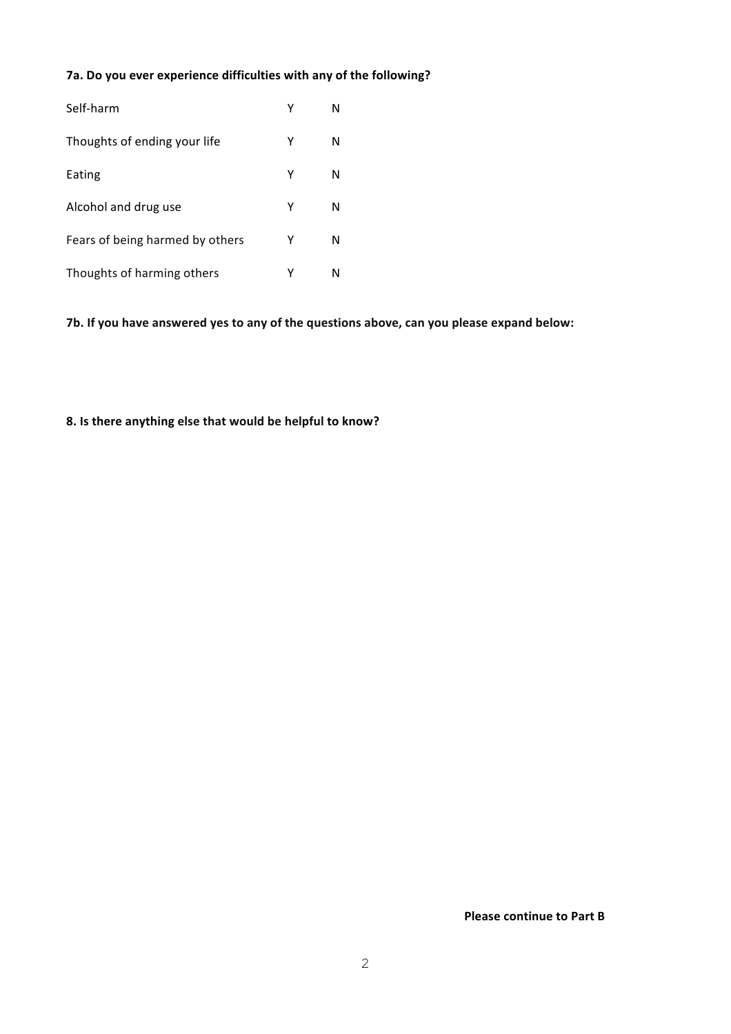**7a. Do you ever experience difficulties with any of the following?**

| | | |
|---|---|---|
| Self-harm | Y | N |
| Thoughts of ending your life | Y | N |
| Eating | Y | N |
| Alcohol and drug use | Y | N |
| Fears of being harmed by others | Y | N |
| Thoughts of harming others | Y | N |

**7b. If you have answered yes to any of the questions above, can you please expand below:**

**8. Is there anything else that would be helpful to know?**

**Please continue to Part B**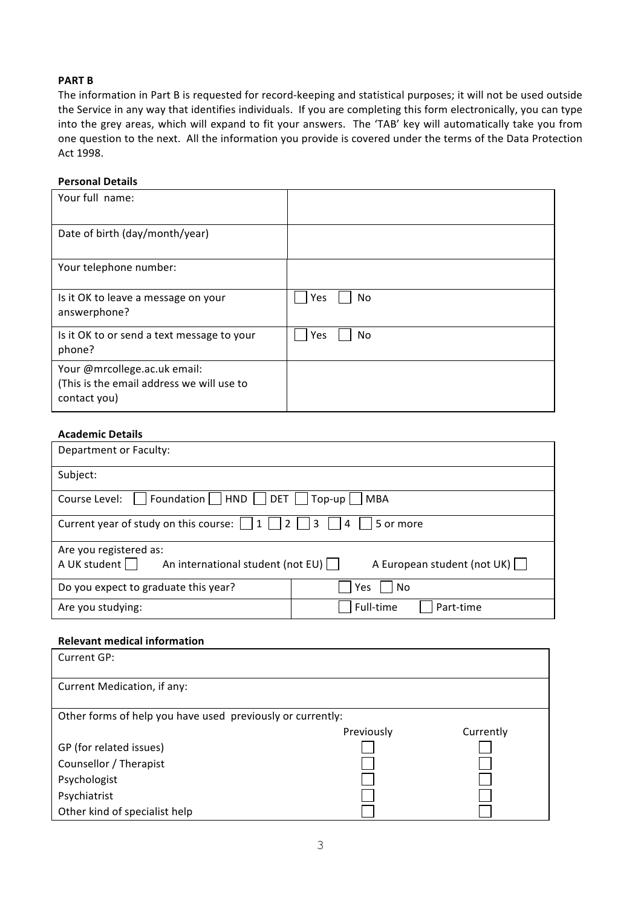**PART B**

The information in Part B is requested for record-keeping and statistical purposes; it will not be used outside the Service in any way that identifies individuals. If you are completing this form electronically, you can type into the grey areas, which will expand to fit your answers. The 'TAB' key will automatically take you from one question to the next. All the information you provide is covered under the terms of the Data Protection Act 1998.

**Personal Details**

| | |
|---|---|
| Your full name: | |
| Date of birth (day/month/year) | |
| Your telephone number: | |
| Is it OK to leave a message on your answerphone? | ☐ Yes ☐ No |
| Is it OK to or send a text message to your phone? | ☐ Yes ☐ No |
| Your @mrcollege.ac.uk email: (This is the email address we will use to contact you) | |

**Academic Details**

| | |
|---|---|
| Department or Faculty: | |
| Subject: | |
| Course Level: ☐ Foundation ☐ HND ☐ DET ☐ Top-up ☐ MBA | |
| Current year of study on this course: ☐ 1 ☐ 2 ☐ 3 ☐ 4 ☐ 5 or more | |
| Are you registered as: A UK student ☐ An international student (not EU) ☐ A European student (not UK) ☐ | |
| Do you expect to graduate this year? | ☐ Yes ☐ No |
| Are you studying: | ☐ Full-time ☐ Part-time |

**Relevant medical information**

| | | |
|---|---|---|
| Current GP: | | |
| Current Medication, if any: | | |
| Other forms of help you have used previously or currently: | Previously | Currently |
| GP (for related issues) | ☐ | ☐ |
| Counsellor / Therapist | ☐ | ☐ |
| Psychologist | ☐ | ☐ |
| Psychiatrist | ☐ | ☐ |
| Other kind of specialist help | ☐ | ☐ |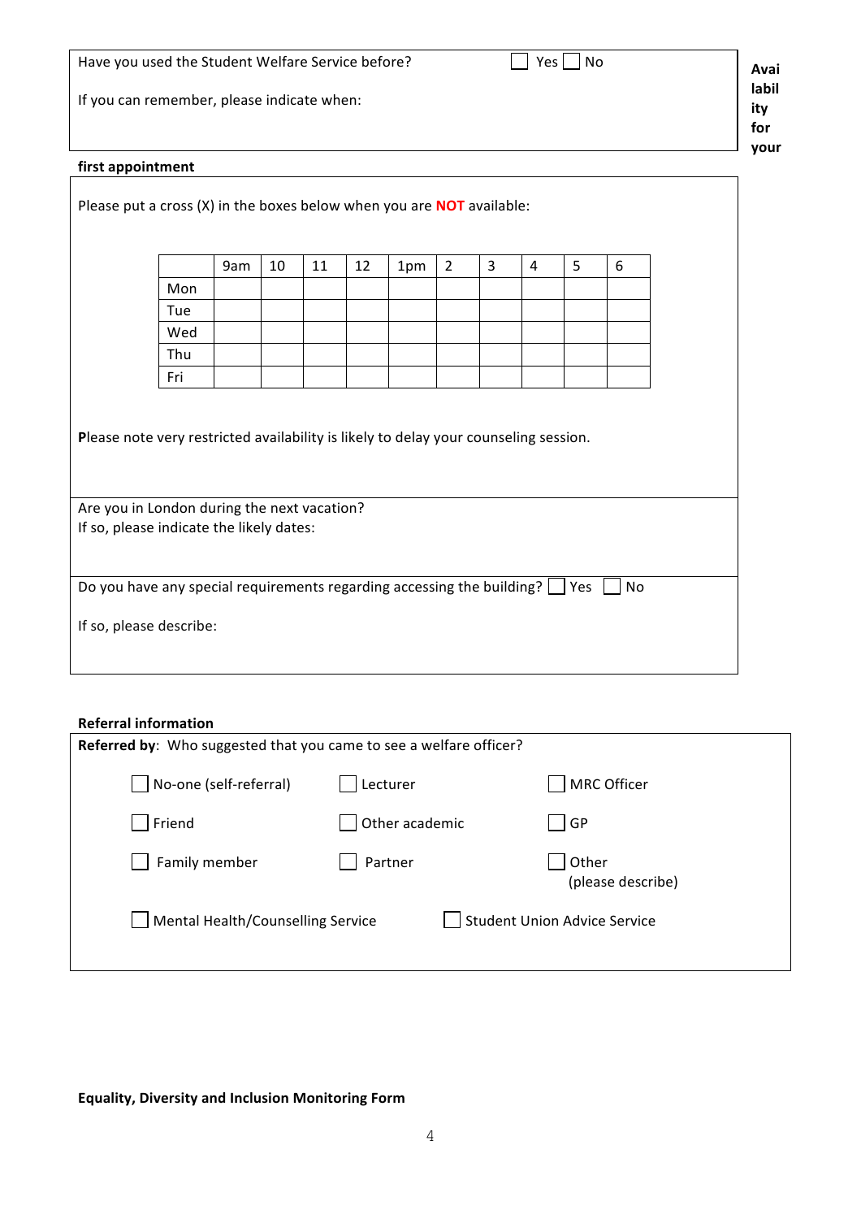Have you used the Student Welfare Service before? ☐ Yes ☐ No

If you can remember, please indicate when:

**Availability for your first appointment**

Please put a cross (X) in the boxes below when you are **NOT** available:

| | 9am | 10 | 11 | 12 | 1pm | 2 | 3 | 4 | 5 | 6 |
|---|---|---|---|---|---|---|---|---|---|---|
| Mon | | | | | | | | | | |
| Tue | | | | | | | | | | |
| Wed | | | | | | | | | | |
| Thu | | | | | | | | | | |
| Fri | | | | | | | | | | |

**P**lease note very restricted availability is likely to delay your counseling session.

Are you in London during the next vacation?
If so, please indicate the likely dates:

Do you have any special requirements regarding accessing the building? ☐ Yes ☐ No

If so, please describe:

**Referral information**

**Referred by**: Who suggested that you came to see a welfare officer?

☐ No-one (self-referral) ☐ Lecturer ☐ MRC Officer

☐ Friend ☐ Other academic ☐ GP

☐ Family member ☐ Partner ☐ Other (please describe)

☐ Mental Health/Counselling Service ☐ Student Union Advice Service

**Equality, Diversity and Inclusion Monitoring Form**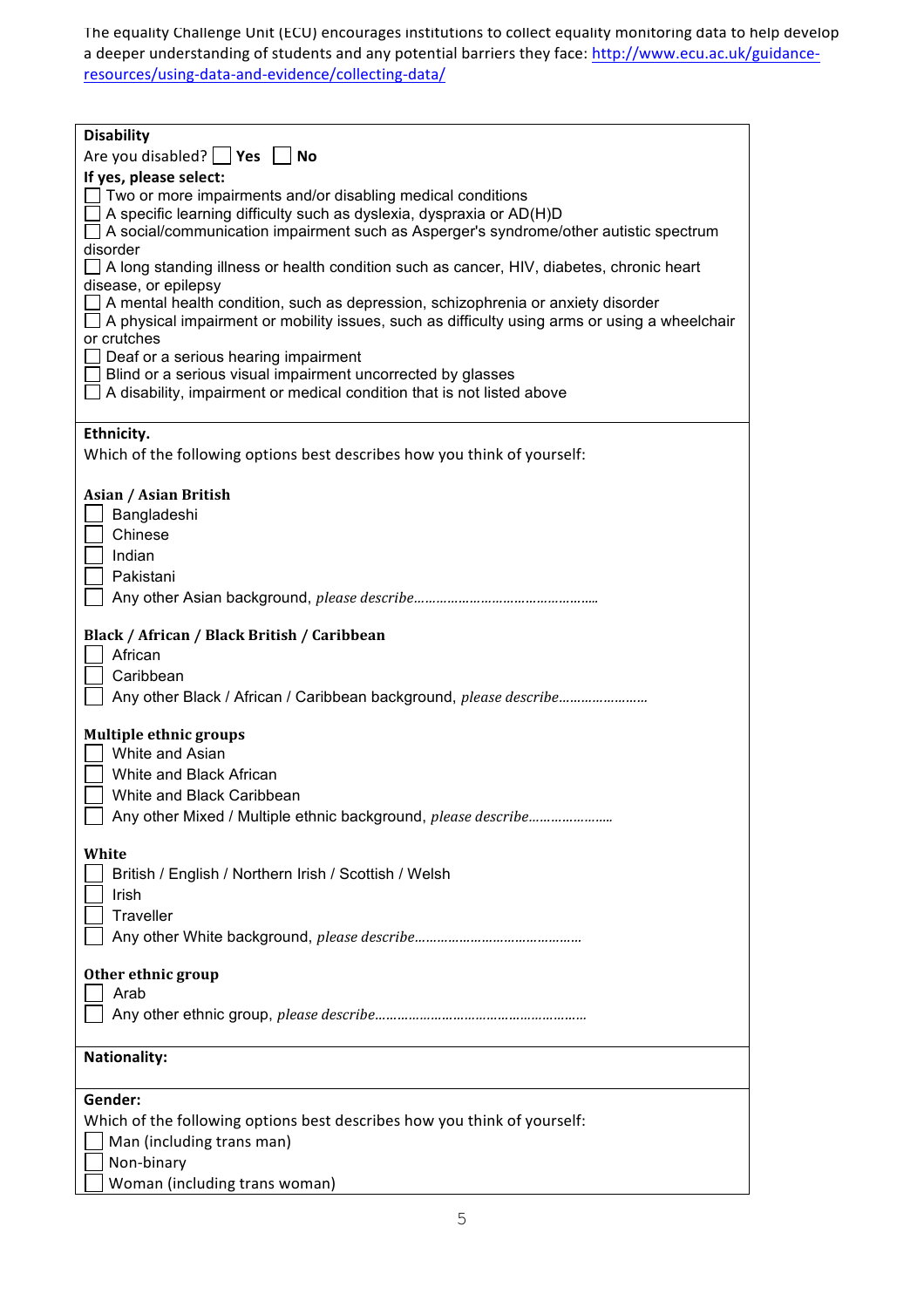The equality Challenge Unit (ECU) encourages institutions to collect equality monitoring data to help develop a deeper understanding of students and any potential barriers they face: [http://www.ecu.ac.uk/guidance-resources/using-data-and-evidence/collecting-data/](http://www.ecu.ac.uk/guidance-resources/using-data-and-evidence/collecting-data/)

**Disability**

Are you disabled? ☐ **Yes** ☐ **No**

**If yes, please select:**

- ☐ Two or more impairments and/or disabling medical conditions
- ☐ A specific learning difficulty such as dyslexia, dyspraxia or AD(H)D
- ☐ A social/communication impairment such as Asperger's syndrome/other autistic spectrum disorder
- ☐ A long standing illness or health condition such as cancer, HIV, diabetes, chronic heart disease, or epilepsy
- ☐ A mental health condition, such as depression, schizophrenia or anxiety disorder
- ☐ A physical impairment or mobility issues, such as difficulty using arms or using a wheelchair or crutches
- ☐ Deaf or a serious hearing impairment
- ☐ Blind or a serious visual impairment uncorrected by glasses
- ☐ A disability, impairment or medical condition that is not listed above

**Ethnicity.**

Which of the following options best describes how you think of yourself:

**Asian / Asian British**

- ☐ Bangladeshi
- ☐ Chinese
- ☐ Indian
- ☐ Pakistani
- ☐ Any other Asian background, *please describe*………………………………………….

**Black / African / Black British / Caribbean**

- ☐ African
- ☐ Caribbean
- ☐ Any other Black / African / Caribbean background, *please describe*……………………

**Multiple ethnic groups**

- ☐ White and Asian
- ☐ White and Black African
- ☐ White and Black Caribbean
- ☐ Any other Mixed / Multiple ethnic background, *please describe*…………………..

**White**

- ☐ British / English / Northern Irish / Scottish / Welsh
- ☐ Irish
- ☐ Traveller
- ☐ Any other White background, *please describe*……………………………………….

**Other ethnic group**

- ☐ Arab
- ☐ Any other ethnic group, *please describe*………………………………………………….

**Nationality:**

**Gender:**

Which of the following options best describes how you think of yourself:

- ☐ Man (including trans man)
- ☐ Non-binary
- ☐ Woman (including trans woman)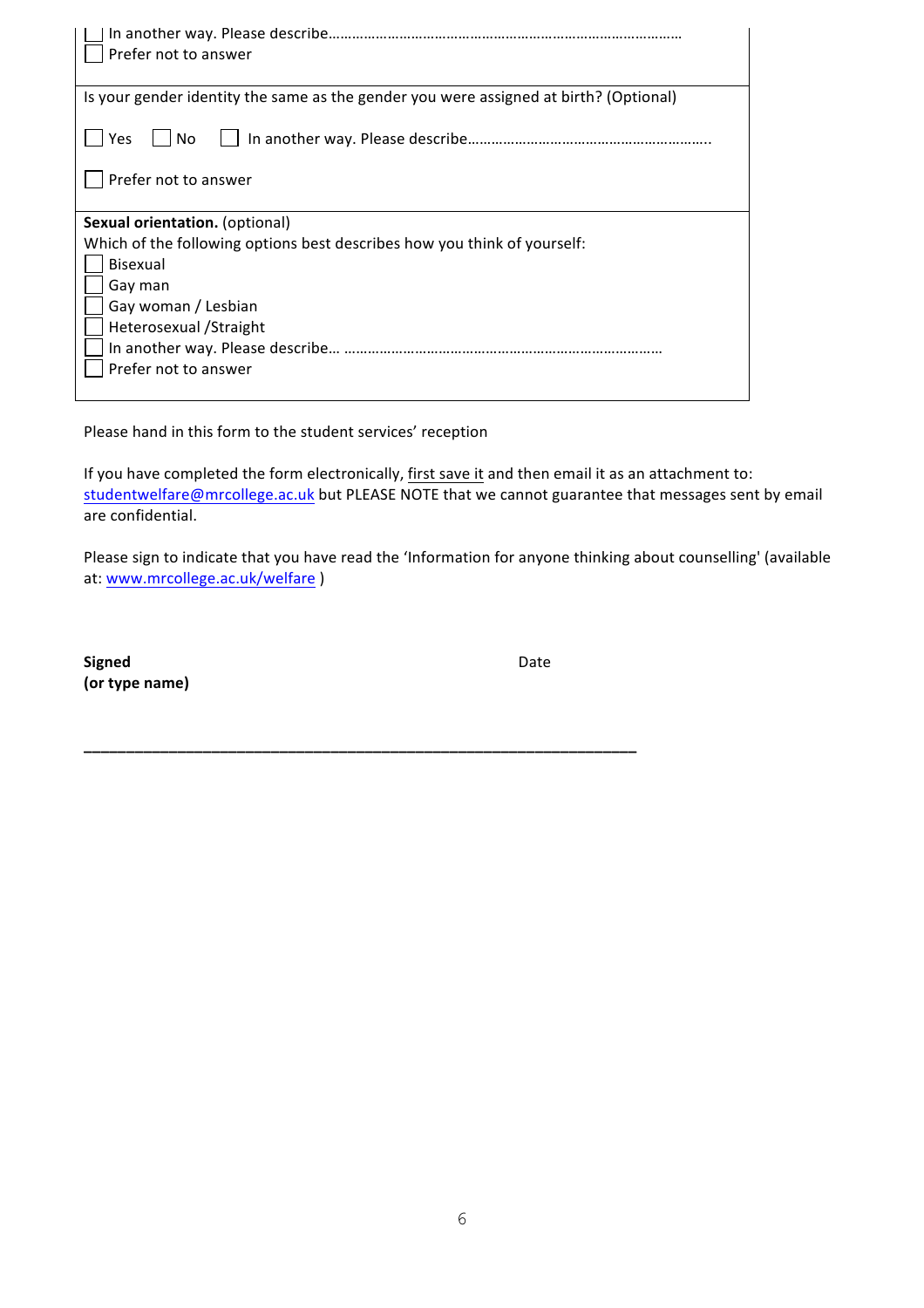- [ ] In another way. Please describe……………………………………………………………………………
- [ ] Prefer not to answer

Is your gender identity the same as the gender you were assigned at birth? (Optional)

- [ ] Yes
- [ ] No
- [ ] In another way. Please describe……………………………………………………..

- [ ] Prefer not to answer

**Sexual orientation.** (optional)

Which of the following options best describes how you think of yourself:

- [ ] Bisexual
- [ ] Gay man
- [ ] Gay woman / Lesbian
- [ ] Heterosexual /Straight
- [ ] In another way. Please describe… ………………………………………………………………………
- [ ] Prefer not to answer

Please hand in this form to the student services' reception

If you have completed the form electronically, first save it and then email it as an attachment to: studentwelfare@mrcollege.ac.uk but PLEASE NOTE that we cannot guarantee that messages sent by email are confidential.

Please sign to indicate that you have read the 'Information for anyone thinking about counselling' (available at: www.mrcollege.ac.uk/welfare )

**Signed**
**(or type name)**

Date

______________________________________________________________